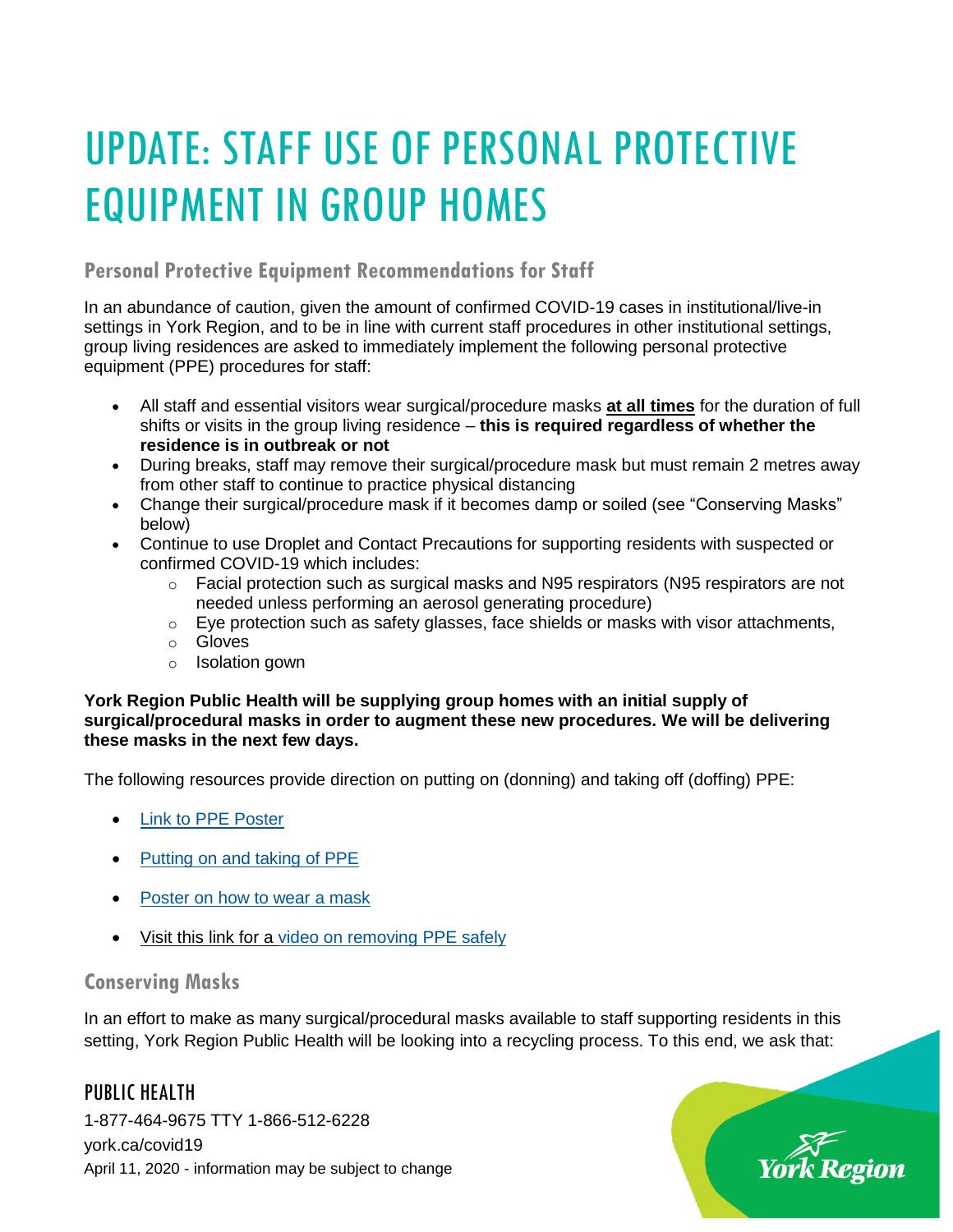# UPDATE: STAFF USE OF PERSONAL PROTECTIVE EQUIPMENT IN GROUP HOMES

## Personal Protective Equipment Recommendations for Staff

In an abundance of caution, given the amount of confirmed COVID-19 cases in institutional/live-in settings in York Region, and to be in line with current staff procedures in other institutional settings, group living residences are asked to immediately implement the following personal protective equipment (PPE) procedures for staff:

- All staff and essential visitors wear surgical/procedure masks **at all times** for the duration of full shifts or visits in the group living residence – **this is required regardless of whether the residence is in outbreak or not**
- During breaks, staff may remove their surgical/procedure mask but must remain 2 metres away from other staff to continue to practice physical distancing
- Change their surgical/procedure mask if it becomes damp or soiled (see "Conserving Masks" below)
- Continue to use Droplet and Contact Precautions for supporting residents with suspected or confirmed COVID-19 which includes:
  - Facial protection such as surgical masks and N95 respirators (N95 respirators are not needed unless performing an aerosol generating procedure)
  - Eye protection such as safety glasses, face shields or masks with visor attachments,
  - Gloves
  - Isolation gown

**York Region Public Health will be supplying group homes with an initial supply of surgical/procedural masks in order to augment these new procedures. We will be delivering these masks in the next few days.**

The following resources provide direction on putting on (donning) and taking off (doffing) PPE:

- Link to PPE Poster
- Putting on and taking of PPE
- Poster on how to wear a mask
- Visit this link for a video on removing PPE safely

## Conserving Masks

In an effort to make as many surgical/procedural masks available to staff supporting residents in this setting, York Region Public Health will be looking into a recycling process. To this end, we ask that:

PUBLIC HEALTH
1-877-464-9675 TTY 1-866-512-6228
york.ca/covid19
April 11, 2020 - information may be subject to change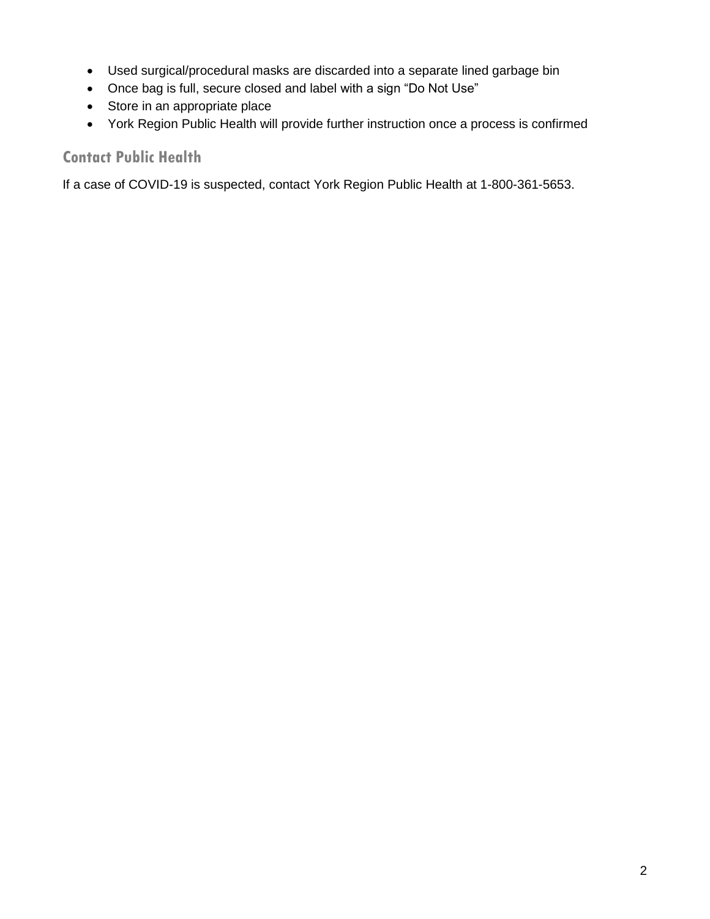- Used surgical/procedural masks are discarded into a separate lined garbage bin
- Once bag is full, secure closed and label with a sign "Do Not Use"
- Store in an appropriate place
- York Region Public Health will provide further instruction once a process is confirmed

## Contact Public Health

If a case of COVID-19 is suspected, contact York Region Public Health at 1-800-361-5653.